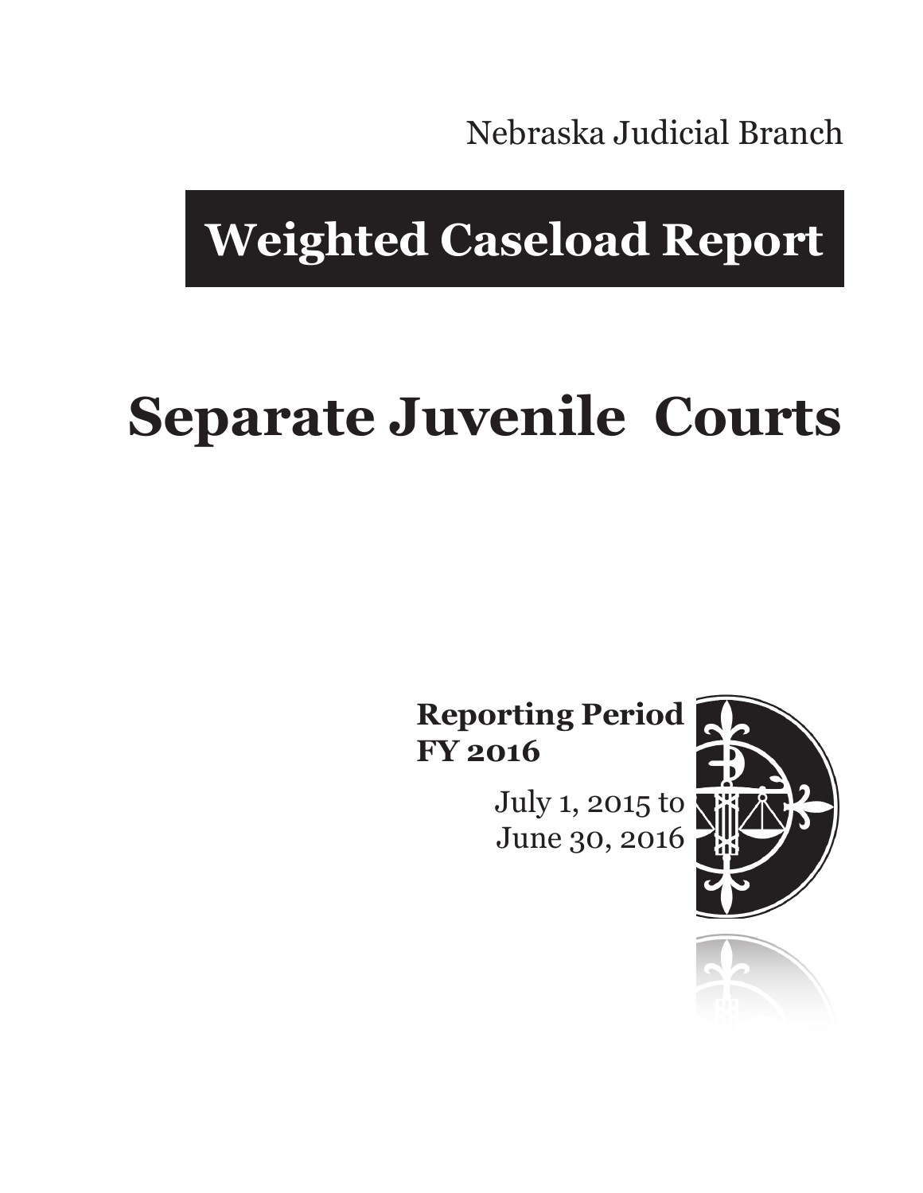Nebraska Judicial Branch

# Weighted Caseload Report

# Separate Juvenile Courts

**Reporting Period**
**FY 2016**

July 1, 2015 to
June 30, 2016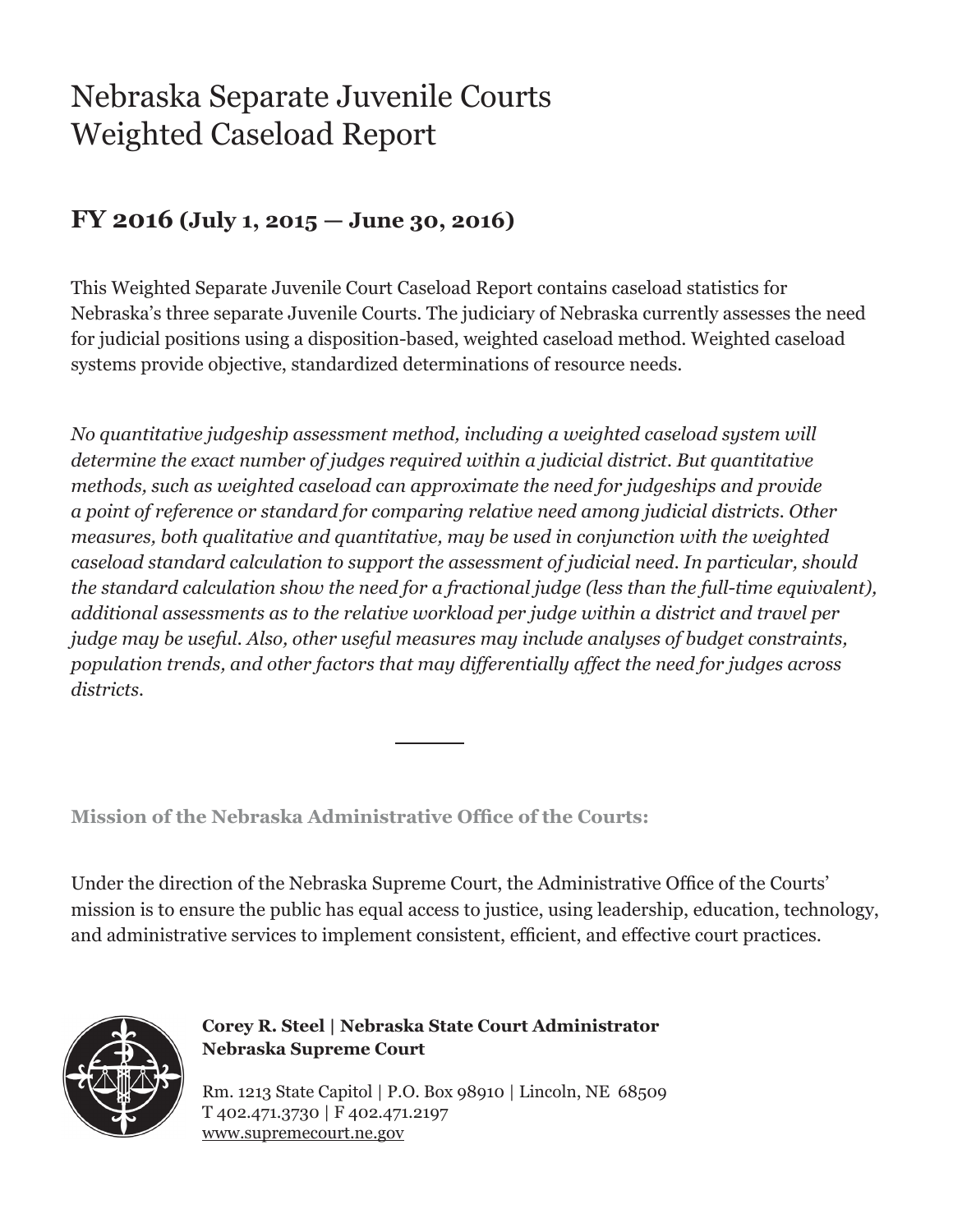# Nebraska Separate Juvenile Courts
# Weighted Caseload Report

## FY 2016 (July 1, 2015 — June 30, 2016)

This Weighted Separate Juvenile Court Caseload Report contains caseload statistics for Nebraska's three separate Juvenile Courts. The judiciary of Nebraska currently assesses the need for judicial positions using a disposition-based, weighted caseload method. Weighted caseload systems provide objective, standardized determinations of resource needs.

*No quantitative judgeship assessment method, including a weighted caseload system will determine the exact number of judges required within a judicial district. But quantitative methods, such as weighted caseload can approximate the need for judgeships and provide a point of reference or standard for comparing relative need among judicial districts. Other measures, both qualitative and quantitative, may be used in conjunction with the weighted caseload standard calculation to support the assessment of judicial need. In particular, should the standard calculation show the need for a fractional judge (less than the full-time equivalent), additional assessments as to the relative workload per judge within a district and travel per judge may be useful. Also, other useful measures may include analyses of budget constraints, population trends, and other factors that may differentially affect the need for judges across districts.*

---

**Mission of the Nebraska Administrative Office of the Courts:**

Under the direction of the Nebraska Supreme Court, the Administrative Office of the Courts' mission is to ensure the public has equal access to justice, using leadership, education, technology, and administrative services to implement consistent, efficient, and effective court practices.

**Corey R. Steel | Nebraska State Court Administrator**
**Nebraska Supreme Court**

Rm. 1213 State Capitol | P.O. Box 98910 | Lincoln, NE 68509
T 402.471.3730 | F 402.471.2197
www.supremecourt.ne.gov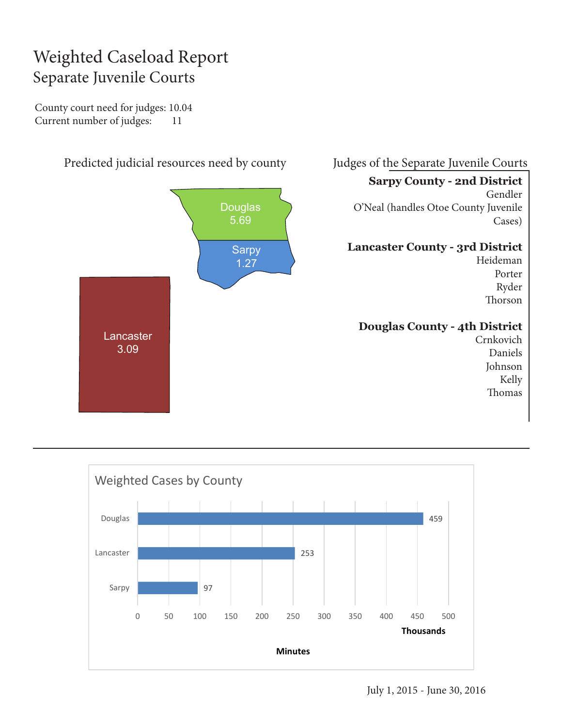# Weighted Caseload Report

## Separate Juvenile Courts

County court need for judges: 10.04
Current number of judges: 11

Predicted judicial resources need by county

Douglas
5.69

Sarpy
1.27

Lancaster
3.09

### Judges of the Separate Juvenile Courts

**Sarpy County - 2nd District**
Gendler
O'Neal (handles Otoe County Juvenile Cases)

**Lancaster County - 3rd District**
Heideman
Porter
Ryder
Thorson

**Douglas County - 4th District**
Crnkovich
Daniels
Johnson
Kelly
Thomas

---

Weighted Cases by County

Douglas 459
Lancaster 253
Sarpy 97

0 50 100 150 200 250 300 350 400 450 500
Thousands
Minutes

July 1, 2015 - June 30, 2016